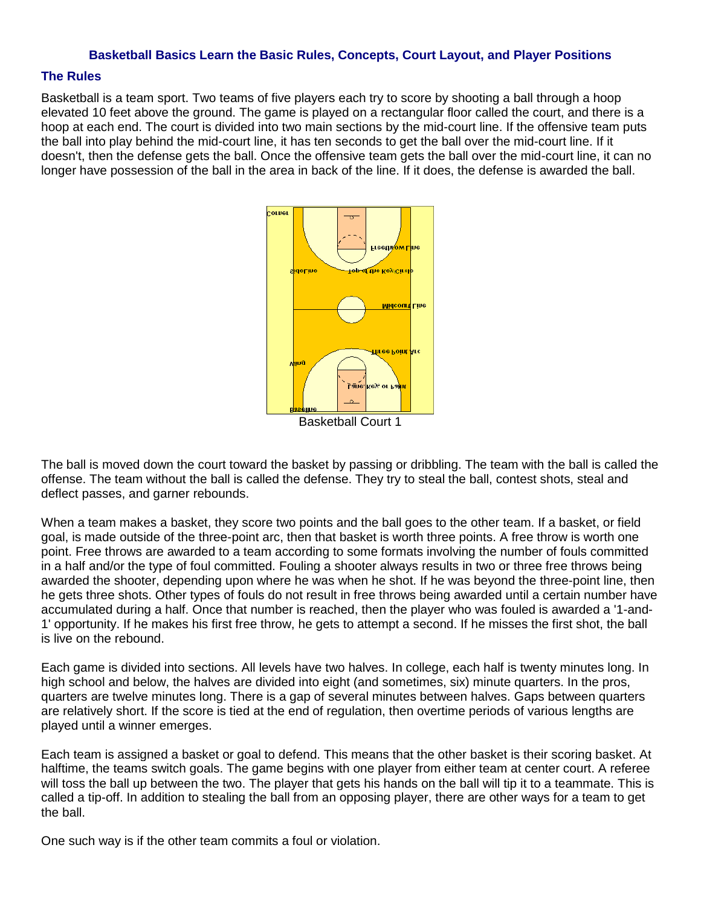# Basketball Basics Learn the Basic Rules, Concepts, Court Layout, and Player Positions

## The Rules

Basketball is a team sport. Two teams of five players each try to score by shooting a ball through a hoop elevated 10 feet above the ground. The game is played on a rectangular floor called the court, and there is a hoop at each end. The court is divided into two main sections by the mid-court line. If the offensive team puts the ball into play behind the mid-court line, it has ten seconds to get the ball over the mid-court line. If it doesn't, then the defense gets the ball. Once the offensive team gets the ball over the mid-court line, it can no longer have possession of the ball in the area in back of the line. If it does, the defense is awarded the ball.

Basketball Court 1

The ball is moved down the court toward the basket by passing or dribbling. The team with the ball is called the offense. The team without the ball is called the defense. They try to steal the ball, contest shots, steal and deflect passes, and garner rebounds.

When a team makes a basket, they score two points and the ball goes to the other team. If a basket, or field goal, is made outside of the three-point arc, then that basket is worth three points. A free throw is worth one point. Free throws are awarded to a team according to some formats involving the number of fouls committed in a half and/or the type of foul committed. Fouling a shooter always results in two or three free throws being awarded the shooter, depending upon where he was when he shot. If he was beyond the three-point line, then he gets three shots. Other types of fouls do not result in free throws being awarded until a certain number have accumulated during a half. Once that number is reached, then the player who was fouled is awarded a '1-and-1' opportunity. If he makes his first free throw, he gets to attempt a second. If he misses the first shot, the ball is live on the rebound.

Each game is divided into sections. All levels have two halves. In college, each half is twenty minutes long. In high school and below, the halves are divided into eight (and sometimes, six) minute quarters. In the pros, quarters are twelve minutes long. There is a gap of several minutes between halves. Gaps between quarters are relatively short. If the score is tied at the end of regulation, then overtime periods of various lengths are played until a winner emerges.

Each team is assigned a basket or goal to defend. This means that the other basket is their scoring basket. At halftime, the teams switch goals. The game begins with one player from either team at center court. A referee will toss the ball up between the two. The player that gets his hands on the ball will tip it to a teammate. This is called a tip-off. In addition to stealing the ball from an opposing player, there are other ways for a team to get the ball.

One such way is if the other team commits a foul or violation.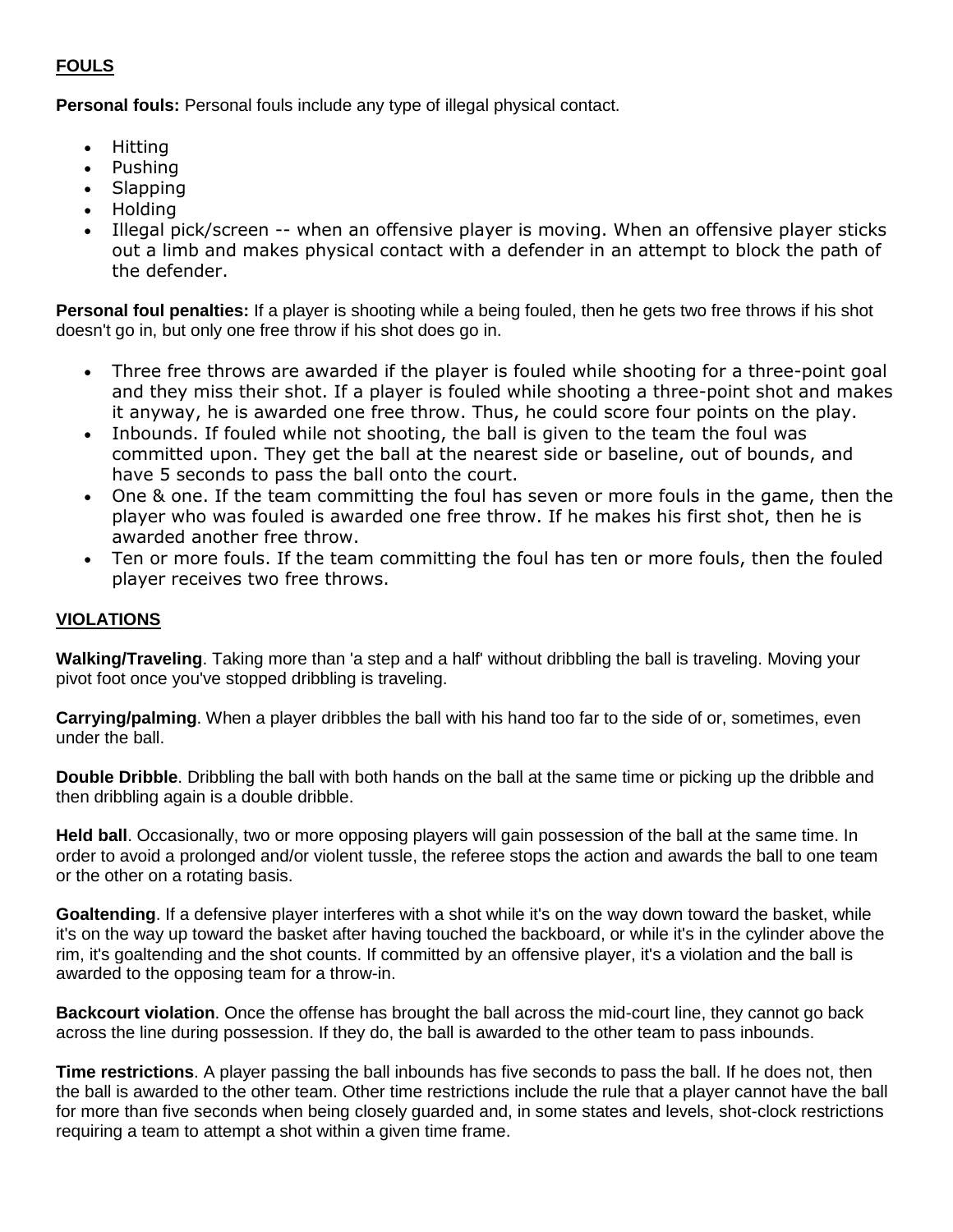## FOULS

**Personal fouls:** Personal fouls include any type of illegal physical contact.

- Hitting
- Pushing
- Slapping
- Holding
- Illegal pick/screen -- when an offensive player is moving. When an offensive player sticks out a limb and makes physical contact with a defender in an attempt to block the path of the defender.

**Personal foul penalties:** If a player is shooting while a being fouled, then he gets two free throws if his shot doesn't go in, but only one free throw if his shot does go in.

- Three free throws are awarded if the player is fouled while shooting for a three-point goal and they miss their shot. If a player is fouled while shooting a three-point shot and makes it anyway, he is awarded one free throw. Thus, he could score four points on the play.
- Inbounds. If fouled while not shooting, the ball is given to the team the foul was committed upon. They get the ball at the nearest side or baseline, out of bounds, and have 5 seconds to pass the ball onto the court.
- One & one. If the team committing the foul has seven or more fouls in the game, then the player who was fouled is awarded one free throw. If he makes his first shot, then he is awarded another free throw.
- Ten or more fouls. If the team committing the foul has ten or more fouls, then the fouled player receives two free throws.

## VIOLATIONS

**Walking/Traveling**. Taking more than 'a step and a half' without dribbling the ball is traveling. Moving your pivot foot once you've stopped dribbling is traveling.

**Carrying/palming**. When a player dribbles the ball with his hand too far to the side of or, sometimes, even under the ball.

**Double Dribble**. Dribbling the ball with both hands on the ball at the same time or picking up the dribble and then dribbling again is a double dribble.

**Held ball**. Occasionally, two or more opposing players will gain possession of the ball at the same time. In order to avoid a prolonged and/or violent tussle, the referee stops the action and awards the ball to one team or the other on a rotating basis.

**Goaltending**. If a defensive player interferes with a shot while it's on the way down toward the basket, while it's on the way up toward the basket after having touched the backboard, or while it's in the cylinder above the rim, it's goaltending and the shot counts. If committed by an offensive player, it's a violation and the ball is awarded to the opposing team for a throw-in.

**Backcourt violation**. Once the offense has brought the ball across the mid-court line, they cannot go back across the line during possession. If they do, the ball is awarded to the other team to pass inbounds.

**Time restrictions**. A player passing the ball inbounds has five seconds to pass the ball. If he does not, then the ball is awarded to the other team. Other time restrictions include the rule that a player cannot have the ball for more than five seconds when being closely guarded and, in some states and levels, shot-clock restrictions requiring a team to attempt a shot within a given time frame.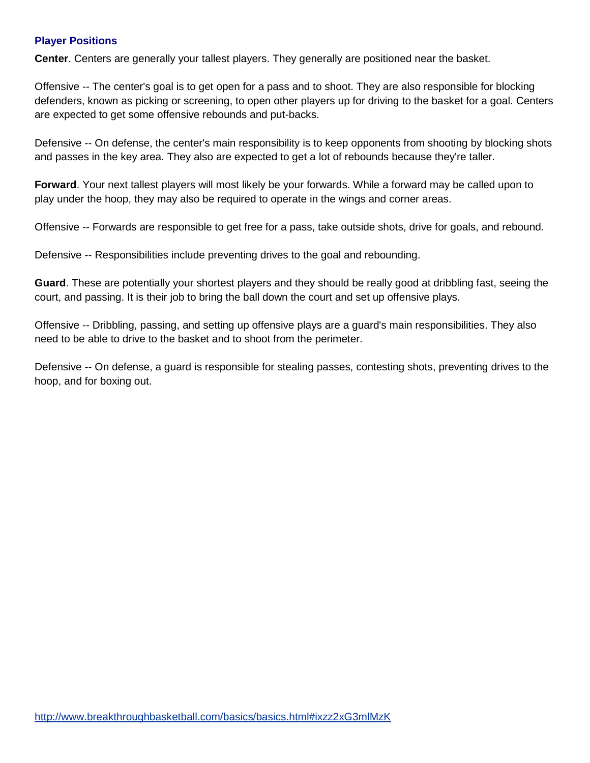### Player Positions

**Center**. Centers are generally your tallest players. They generally are positioned near the basket.

Offensive -- The center's goal is to get open for a pass and to shoot. They are also responsible for blocking defenders, known as picking or screening, to open other players up for driving to the basket for a goal. Centers are expected to get some offensive rebounds and put-backs.

Defensive -- On defense, the center's main responsibility is to keep opponents from shooting by blocking shots and passes in the key area. They also are expected to get a lot of rebounds because they're taller.

**Forward**. Your next tallest players will most likely be your forwards. While a forward may be called upon to play under the hoop, they may also be required to operate in the wings and corner areas.

Offensive -- Forwards are responsible to get free for a pass, take outside shots, drive for goals, and rebound.

Defensive -- Responsibilities include preventing drives to the goal and rebounding.

**Guard**. These are potentially your shortest players and they should be really good at dribbling fast, seeing the court, and passing. It is their job to bring the ball down the court and set up offensive plays.

Offensive -- Dribbling, passing, and setting up offensive plays are a guard's main responsibilities. They also need to be able to drive to the basket and to shoot from the perimeter.

Defensive -- On defense, a guard is responsible for stealing passes, contesting shots, preventing drives to the hoop, and for boxing out.

http://www.breakthroughbasketball.com/basics/basics.html#ixzz2xG3mlMzK